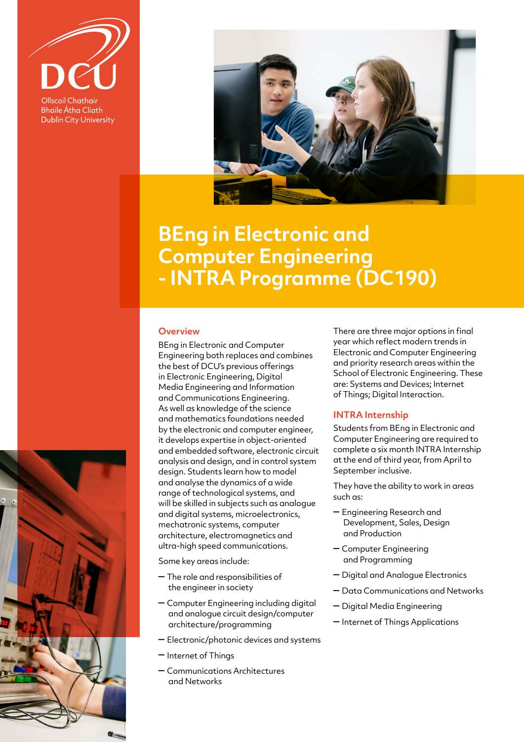DCU

Ollscoil Chathair Bhaile Átha Cliath
Dublin City University

# BEng in Electronic and Computer Engineering - INTRA Programme (DC190)

## Overview

BEng in Electronic and Computer Engineering both replaces and combines the best of DCU's previous offerings in Electronic Engineering, Digital Media Engineering and Information and Communications Engineering. As well as knowledge of the science and mathematics foundations needed by the electronic and computer engineer, it develops expertise in object-oriented and embedded software, electronic circuit analysis and design, and in control system design. Students learn how to model and analyse the dynamics of a wide range of technological systems, and will be skilled in subjects such as analogue and digital systems, microelectronics, mechatronic systems, computer architecture, electromagnetics and ultra-high speed communications.

Some key areas include:

- The role and responsibilities of the engineer in society
- Computer Engineering including digital and analogue circuit design/computer architecture/programming
- Electronic/photonic devices and systems
- Internet of Things
- Communications Architectures and Networks

There are three major options in final year which reflect modern trends in Electronic and Computer Engineering and priority research areas within the School of Electronic Engineering. These are: Systems and Devices; Internet of Things; Digital Interaction.

## INTRA Internship

Students from BEng in Electronic and Computer Engineering are required to complete a six month INTRA Internship at the end of third year, from April to September inclusive.

They have the ability to work in areas such as:

- Engineering Research and Development, Sales, Design and Production
- Computer Engineering and Programming
- Digital and Analogue Electronics
- Data Communications and Networks
- Digital Media Engineering
- Internet of Things Applications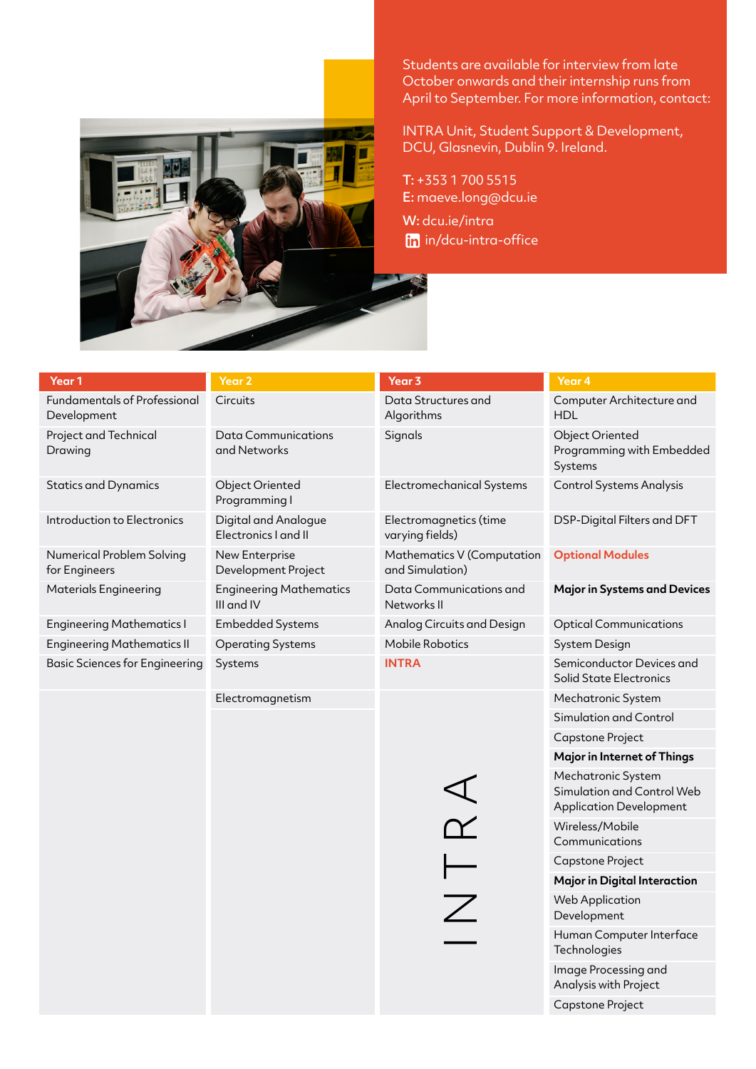Students are available for interview from late October onwards and their internship runs from April to September. For more information, contact:

INTRA Unit, Student Support & Development, DCU, Glasnevin, Dublin 9. Ireland.

**T:** +353 1 700 5515
**E:** maeve.long@dcu.ie

**W:** dcu.ie/intra
in/dcu-intra-office

| Year 1 | Year 2 | Year 3 | Year 4 |
| --- | --- | --- | --- |
| Fundamentals of Professional Development | Circuits | Data Structures and Algorithms | Computer Architecture and HDL |
| Project and Technical Drawing | Data Communications and Networks | Signals | Object Oriented Programming with Embedded Systems |
| Statics and Dynamics | Object Oriented Programming I | Electromechanical Systems | Control Systems Analysis |
| Introduction to Electronics | Digital and Analogue Electronics I and II | Electromagnetics (time varying fields) | DSP-Digital Filters and DFT |
| Numerical Problem Solving for Engineers | New Enterprise Development Project | Mathematics V (Computation and Simulation) | **Optional Modules** |
| Materials Engineering | Engineering Mathematics III and IV | Data Communications and Networks II | **Major in Systems and Devices** |
| Engineering Mathematics I | Embedded Systems | Analog Circuits and Design | Optical Communications |
| Engineering Mathematics II | Operating Systems | Mobile Robotics | System Design |
| Basic Sciences for Engineering | Systems | **INTRA** | Semiconductor Devices and Solid State Electronics |
| | Electromagnetism | INTRA | Mechatronic System |
| | | | Simulation and Control |
| | | | Capstone Project |
| | | | **Major in Internet of Things** |
| | | | Mechatronic System Simulation and Control Web Application Development |
| | | | Wireless/Mobile Communications |
| | | | Capstone Project |
| | | | **Major in Digital Interaction** |
| | | | Web Application Development |
| | | | Human Computer Interface Technologies |
| | | | Image Processing and Analysis with Project |
| | | | Capstone Project |